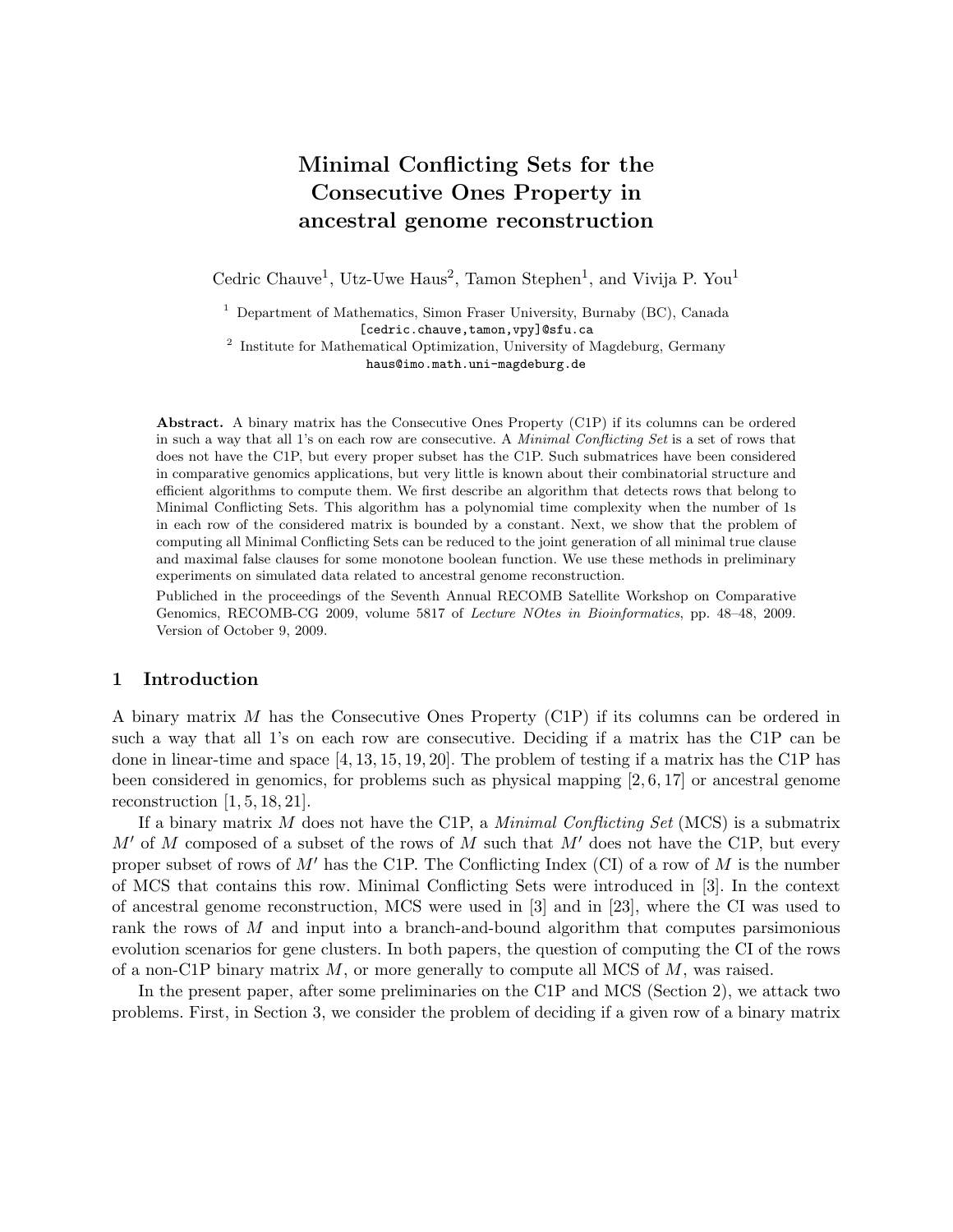# Minimal Conflicting Sets for the Consecutive Ones Property in ancestral genome reconstruction

Cedric Chauve[1], Utz-Uwe Haus[2], Tamon Stephen[1], and Vivija P. You[1]

[1] Department of Mathematics, Simon Fraser University, Burnaby (BC), Canada
[cedric.chauve,tamon,vpy]@sfu.ca

[2] Institute for Mathematical Optimization, University of Magdeburg, Germany
haus@imo.math.uni-magdeburg.de

**Abstract.** A binary matrix has the Consecutive Ones Property (C1P) if its columns can be ordered in such a way that all 1's on each row are consecutive. A *Minimal Conflicting Set* is a set of rows that does not have the C1P, but every proper subset has the C1P. Such submatrices have been considered in comparative genomics applications, but very little is known about their combinatorial structure and efficient algorithms to compute them. We first describe an algorithm that detects rows that belong to Minimal Conflicting Sets. This algorithm has a polynomial time complexity when the number of 1s in each row of the considered matrix is bounded by a constant. Next, we show that the problem of computing all Minimal Conflicting Sets can be reduced to the joint generation of all minimal true clause and maximal false clauses for some monotone boolean function. We use these methods in preliminary experiments on simulated data related to ancestral genome reconstruction.

Published in the proceedings of the Seventh Annual RECOMB Satellite Workshop on Comparative Genomics, RECOMB-CG 2009, volume 5817 of *Lecture NOtes in Bioinformatics*, pp. 48–48, 2009. Version of October 9, 2009.

## 1 Introduction

A binary matrix $M$ has the Consecutive Ones Property (C1P) if its columns can be ordered in such a way that all 1's on each row are consecutive. Deciding if a matrix has the C1P can be done in linear-time and space [4, 13, 15, 19, 20]. The problem of testing if a matrix has the C1P has been considered in genomics, for problems such as physical mapping [2, 6, 17] or ancestral genome reconstruction [1, 5, 18, 21].

If a binary matrix $M$ does not have the C1P, a *Minimal Conflicting Set* (MCS) is a submatrix $M'$ of $M$ composed of a subset of the rows of $M$ such that $M'$ does not have the C1P, but every proper subset of rows of $M'$ has the C1P. The Conflicting Index (CI) of a row of $M$ is the number of MCS that contains this row. Minimal Conflicting Sets were introduced in [3]. In the context of ancestral genome reconstruction, MCS were used in [3] and in [23], where the CI was used to rank the rows of $M$ and input into a branch-and-bound algorithm that computes parsimonious evolution scenarios for gene clusters. In both papers, the question of computing the CI of the rows of a non-C1P binary matrix $M$, or more generally to compute all MCS of $M$, was raised.

In the present paper, after some preliminaries on the C1P and MCS (Section 2), we attack two problems. First, in Section 3, we consider the problem of deciding if a given row of a binary matrix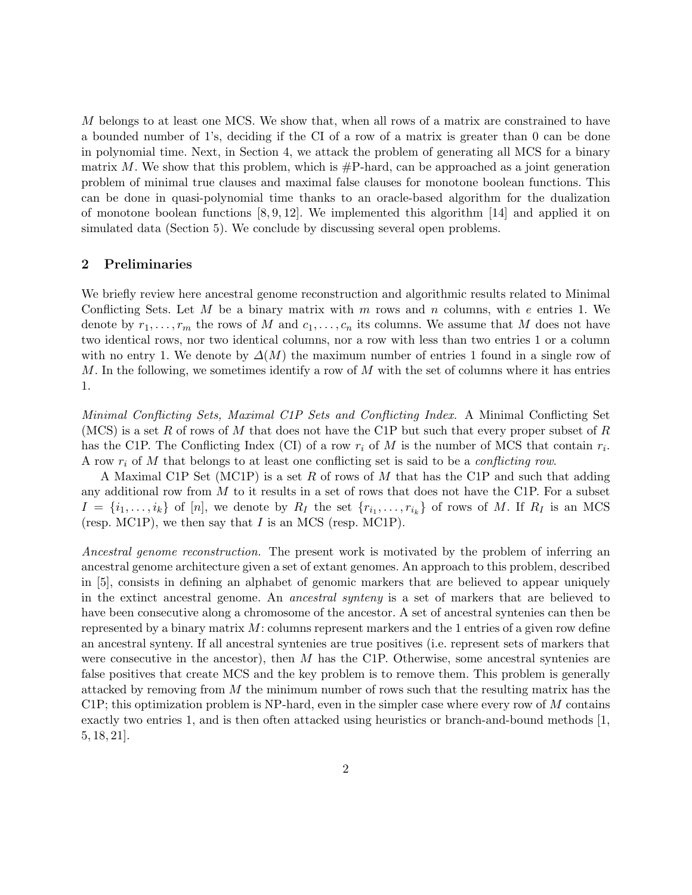$M$ belongs to at least one MCS. We show that, when all rows of a matrix are constrained to have a bounded number of 1's, deciding if the CI of a row of a matrix is greater than 0 can be done in polynomial time. Next, in Section 4, we attack the problem of generating all MCS for a binary matrix $M$. We show that this problem, which is #P-hard, can be approached as a joint generation problem of minimal true clauses and maximal false clauses for monotone boolean functions. This can be done in quasi-polynomial time thanks to an oracle-based algorithm for the dualization of monotone boolean functions [8, 9, 12]. We implemented this algorithm [14] and applied it on simulated data (Section 5). We conclude by discussing several open problems.

## 2 Preliminaries

We briefly review here ancestral genome reconstruction and algorithmic results related to Minimal Conflicting Sets. Let $M$ be a binary matrix with $m$ rows and $n$ columns, with $e$ entries 1. We denote by $r_1, \ldots, r_m$ the rows of $M$ and $c_1, \ldots, c_n$ its columns. We assume that $M$ does not have two identical rows, nor two identical columns, nor a row with less than two entries 1 or a column with no entry 1. We denote by $\Delta(M)$ the maximum number of entries 1 found in a single row of $M$. In the following, we sometimes identify a row of $M$ with the set of columns where it has entries 1.

*Minimal Conflicting Sets, Maximal C1P Sets and Conflicting Index.* A Minimal Conflicting Set (MCS) is a set $R$ of rows of $M$ that does not have the C1P but such that every proper subset of $R$ has the C1P. The Conflicting Index (CI) of a row $r_i$ of $M$ is the number of MCS that contain $r_i$. A row $r_i$ of $M$ that belongs to at least one conflicting set is said to be a *conflicting row*.

A Maximal C1P Set (MC1P) is a set $R$ of rows of $M$ that has the C1P and such that adding any additional row from $M$ to it results in a set of rows that does not have the C1P. For a subset $I = \{i_1, \ldots, i_k\}$ of $[n]$, we denote by $R_I$ the set $\{r_{i_1}, \ldots, r_{i_k}\}$ of rows of $M$. If $R_I$ is an MCS (resp. MC1P), we then say that $I$ is an MCS (resp. MC1P).

*Ancestral genome reconstruction.* The present work is motivated by the problem of inferring an ancestral genome architecture given a set of extant genomes. An approach to this problem, described in [5], consists in defining an alphabet of genomic markers that are believed to appear uniquely in the extinct ancestral genome. An *ancestral synteny* is a set of markers that are believed to have been consecutive along a chromosome of the ancestor. A set of ancestral syntenies can then be represented by a binary matrix $M$: columns represent markers and the 1 entries of a given row define an ancestral synteny. If all ancestral syntenies are true positives (i.e. represent sets of markers that were consecutive in the ancestor), then $M$ has the C1P. Otherwise, some ancestral syntenies are false positives that create MCS and the key problem is to remove them. This problem is generally attacked by removing from $M$ the minimum number of rows such that the resulting matrix has the C1P; this optimization problem is NP-hard, even in the simpler case where every row of $M$ contains exactly two entries 1, and is then often attacked using heuristics or branch-and-bound methods [1, 5, 18, 21].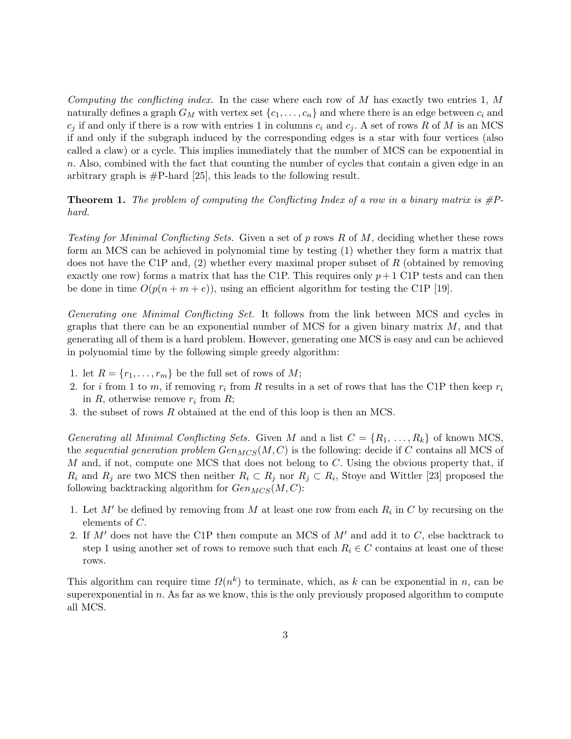*Computing the conflicting index.* In the case where each row of $M$ has exactly two entries 1, $M$ naturally defines a graph $G_M$ with vertex set $\{c_1, \ldots, c_n\}$ and where there is an edge between $c_i$ and $c_j$ if and only if there is a row with entries 1 in columns $c_i$ and $c_j$. A set of rows $R$ of $M$ is an MCS if and only if the subgraph induced by the corresponding edges is a star with four vertices (also called a claw) or a cycle. This implies immediately that the number of MCS can be exponential in $n$. Also, combined with the fact that counting the number of cycles that contain a given edge in an arbitrary graph is #P-hard [25], this leads to the following result.

**Theorem 1.** *The problem of computing the Conflicting Index of a row in a binary matrix is #P-hard.*

*Testing for Minimal Conflicting Sets.* Given a set of $p$ rows $R$ of $M$, deciding whether these rows form an MCS can be achieved in polynomial time by testing (1) whether they form a matrix that does not have the C1P and, (2) whether every maximal proper subset of $R$ (obtained by removing exactly one row) forms a matrix that has the C1P. This requires only $p + 1$ C1P tests and can then be done in time $O(p(n + m + e))$, using an efficient algorithm for testing the C1P [19].

*Generating one Minimal Conflicting Set.* It follows from the link between MCS and cycles in graphs that there can be an exponential number of MCS for a given binary matrix $M$, and that generating all of them is a hard problem. However, generating one MCS is easy and can be achieved in polynomial time by the following simple greedy algorithm:

1. let $R = \{r_1, \ldots, r_m\}$ be the full set of rows of $M$;
2. for $i$ from 1 to $m$, if removing $r_i$ from $R$ results in a set of rows that has the C1P then keep $r_i$ in $R$, otherwise remove $r_i$ from $R$;
3. the subset of rows $R$ obtained at the end of this loop is then an MCS.

*Generating all Minimal Conflicting Sets.* Given $M$ and a list $C = \{R_1, \ldots, R_k\}$ of known MCS, the *sequential generation problem* $Gen_{MCS}(M, C)$ is the following: decide if $C$ contains all MCS of $M$ and, if not, compute one MCS that does not belong to $C$. Using the obvious property that, if $R_i$ and $R_j$ are two MCS then neither $R_i \subset R_j$ nor $R_j \subset R_i$, Stoye and Wittler [23] proposed the following backtracking algorithm for $Gen_{MCS}(M, C)$:

1. Let $M'$ be defined by removing from $M$ at least one row from each $R_i$ in $C$ by recursing on the elements of $C$.
2. If $M'$ does not have the C1P then compute an MCS of $M'$ and add it to $C$, else backtrack to step 1 using another set of rows to remove such that each $R_i \in C$ contains at least one of these rows.

This algorithm can require time $\Omega(n^k)$ to terminate, which, as $k$ can be exponential in $n$, can be superexponential in $n$. As far as we know, this is the only previously proposed algorithm to compute all MCS.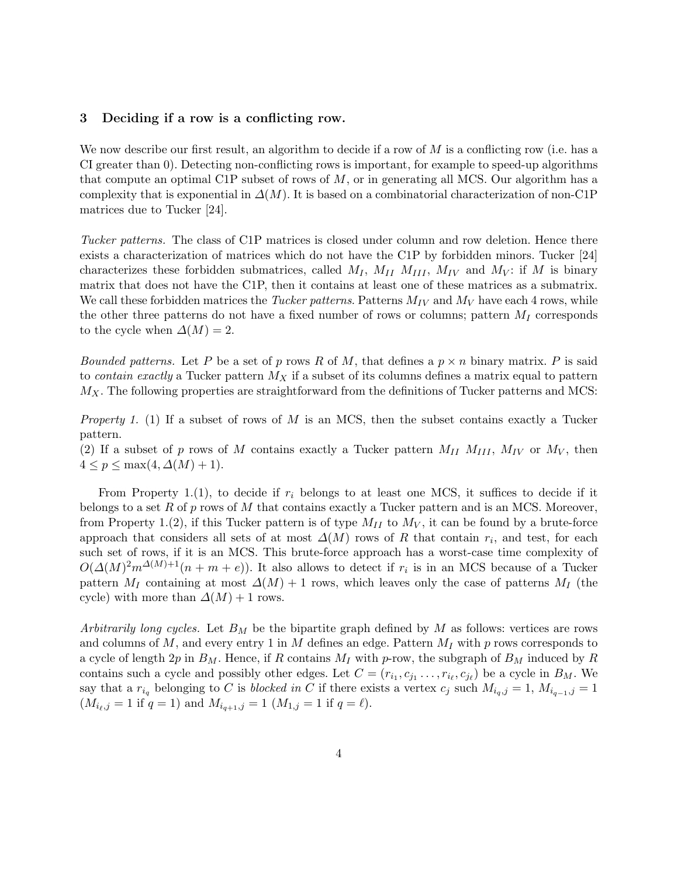## 3 Deciding if a row is a conflicting row.

We now describe our first result, an algorithm to decide if a row of $M$ is a conflicting row (i.e. has a CI greater than 0). Detecting non-conflicting rows is important, for example to speed-up algorithms that compute an optimal C1P subset of rows of $M$, or in generating all MCS. Our algorithm has a complexity that is exponential in $\Delta(M)$. It is based on a combinatorial characterization of non-C1P matrices due to Tucker [24].

*Tucker patterns.* The class of C1P matrices is closed under column and row deletion. Hence there exists a characterization of matrices which do not have the C1P by forbidden minors. Tucker [24] characterizes these forbidden submatrices, called $M_I$, $M_{II}$ $M_{III}$, $M_{IV}$ and $M_V$: if $M$ is binary matrix that does not have the C1P, then it contains at least one of these matrices as a submatrix. We call these forbidden matrices the *Tucker patterns*. Patterns $M_{IV}$ and $M_V$ have each 4 rows, while the other three patterns do not have a fixed number of rows or columns; pattern $M_I$ corresponds to the cycle when $\Delta(M) = 2$.

*Bounded patterns.* Let $P$ be a set of $p$ rows $R$ of $M$, that defines a $p \times n$ binary matrix. $P$ is said to *contain exactly* a Tucker pattern $M_X$ if a subset of its columns defines a matrix equal to pattern $M_X$. The following properties are straightforward from the definitions of Tucker patterns and MCS:

*Property 1.* (1) If a subset of rows of $M$ is an MCS, then the subset contains exactly a Tucker pattern.
(2) If a subset of $p$ rows of $M$ contains exactly a Tucker pattern $M_{II}$ $M_{III}$, $M_{IV}$ or $M_V$, then $4 \leq p \leq \max(4, \Delta(M) + 1)$.

From Property 1.(1), to decide if $r_i$ belongs to at least one MCS, it suffices to decide if it belongs to a set $R$ of $p$ rows of $M$ that contains exactly a Tucker pattern and is an MCS. Moreover, from Property 1.(2), if this Tucker pattern is of type $M_{II}$ to $M_V$, it can be found by a brute-force approach that considers all sets of at most $\Delta(M)$ rows of $R$ that contain $r_i$, and test, for each such set of rows, if it is an MCS. This brute-force approach has a worst-case time complexity of $O(\Delta(M)^2 m^{\Delta(M)+1}(n + m + e))$. It also allows to detect if $r_i$ is in an MCS because of a Tucker pattern $M_I$ containing at most $\Delta(M) + 1$ rows, which leaves only the case of patterns $M_I$ (the cycle) with more than $\Delta(M) + 1$ rows.

*Arbitrarily long cycles.* Let $B_M$ be the bipartite graph defined by $M$ as follows: vertices are rows and columns of $M$, and every entry 1 in $M$ defines an edge. Pattern $M_I$ with $p$ rows corresponds to a cycle of length $2p$ in $B_M$. Hence, if $R$ contains $M_I$ with $p$-row, the subgraph of $B_M$ induced by $R$ contains such a cycle and possibly other edges. Let $C = (r_{i_1}, c_{j_1} \ldots, r_{i_\ell}, c_{j_\ell})$ be a cycle in $B_M$. We say that a $r_{i_q}$ belonging to $C$ is *blocked in $C$* if there exists a vertex $c_j$ such $M_{i_q,j} = 1$, $M_{i_{q-1},j} = 1$ ($M_{i_\ell,j} = 1$ if $q = 1$) and $M_{i_{q+1},j} = 1$ ($M_{1,j} = 1$ if $q = \ell$).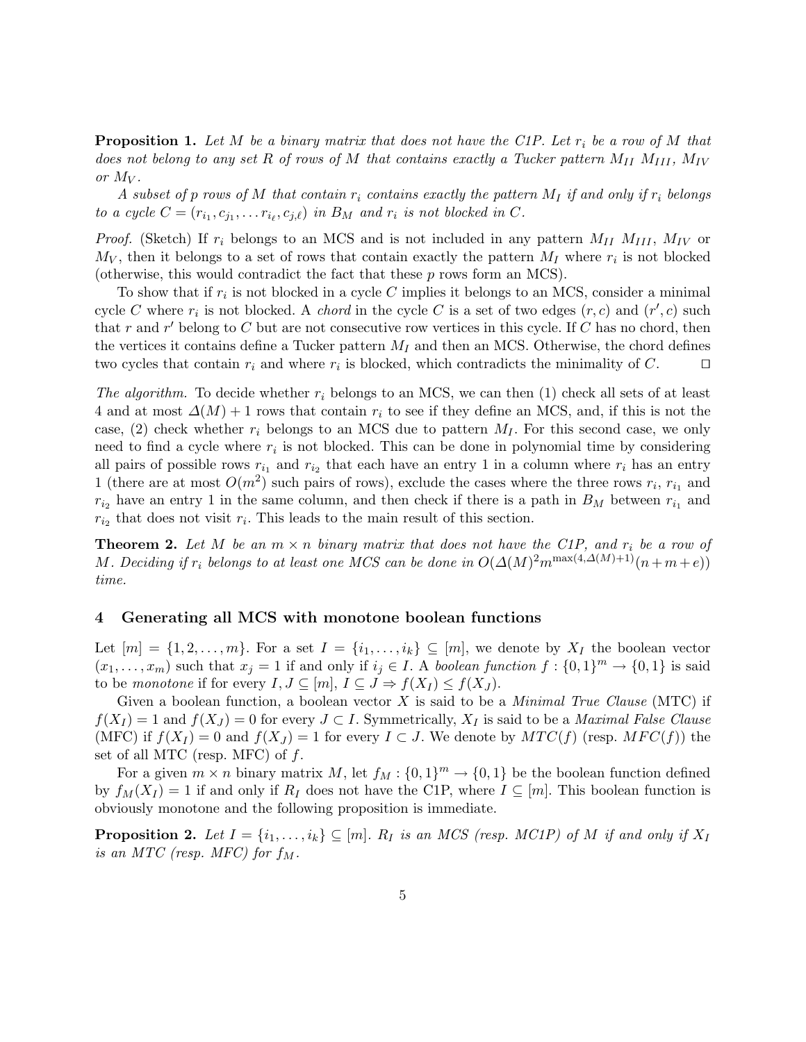**Proposition 1.** *Let $M$ be a binary matrix that does not have the C1P. Let $r_i$ be a row of $M$ that does not belong to any set $R$ of rows of $M$ that contains exactly a Tucker pattern $M_{II}$ $M_{III}$, $M_{IV}$ or $M_V$.*

*A subset of $p$ rows of $M$ that contain $r_i$ contains exactly the pattern $M_I$ if and only if $r_i$ belongs to a cycle $C = (r_{i_1}, c_{j_1}, \ldots r_{i_\ell}, c_{j,\ell})$ in $B_M$ and $r_i$ is not blocked in $C$.*

*Proof.* (Sketch) If $r_i$ belongs to an MCS and is not included in any pattern $M_{II}$ $M_{III}$, $M_{IV}$ or $M_V$, then it belongs to a set of rows that contain exactly the pattern $M_I$ where $r_i$ is not blocked (otherwise, this would contradict the fact that these $p$ rows form an MCS).

To show that if $r_i$ is not blocked in a cycle $C$ implies it belongs to an MCS, consider a minimal cycle $C$ where $r_i$ is not blocked. A *chord* in the cycle $C$ is a set of two edges $(r, c)$ and $(r', c)$ such that $r$ and $r'$ belong to $C$ but are not consecutive row vertices in this cycle. If $C$ has no chord, then the vertices it contains define a Tucker pattern $M_I$ and then an MCS. Otherwise, the chord defines two cycles that contain $r_i$ and where $r_i$ is blocked, which contradicts the minimality of $C$. ◻

*The algorithm.* To decide whether $r_i$ belongs to an MCS, we can then (1) check all sets of at least 4 and at most $\Delta(M) + 1$ rows that contain $r_i$ to see if they define an MCS, and, if this is not the case, (2) check whether $r_i$ belongs to an MCS due to pattern $M_I$. For this second case, we only need to find a cycle where $r_i$ is not blocked. This can be done in polynomial time by considering all pairs of possible rows $r_{i_1}$ and $r_{i_2}$ that each have an entry 1 in a column where $r_i$ has an entry 1 (there are at most $O(m^2)$ such pairs of rows), exclude the cases where the three rows $r_i$, $r_{i_1}$ and $r_{i_2}$ have an entry 1 in the same column, and then check if there is a path in $B_M$ between $r_{i_1}$ and $r_{i_2}$ that does not visit $r_i$. This leads to the main result of this section.

**Theorem 2.** *Let $M$ be an $m \times n$ binary matrix that does not have the C1P, and $r_i$ be a row of $M$. Deciding if $r_i$ belongs to at least one MCS can be done in $O(\Delta(M)^2 m^{\max(4, \Delta(M)+1)}(n + m + e))$ time.*

## 4 Generating all MCS with monotone boolean functions

Let $[m] = \{1, 2, \ldots, m\}$. For a set $I = \{i_1, \ldots, i_k\} \subseteq [m]$, we denote by $X_I$ the boolean vector $(x_1, \ldots, x_m)$ such that $x_j = 1$ if and only if $i_j \in I$. A *boolean function* $f : \{0, 1\}^m \rightarrow \{0, 1\}$ is said to be *monotone* if for every $I, J \subseteq [m]$, $I \subseteq J \Rightarrow f(X_I) \leq f(X_J)$.

Given a boolean function, a boolean vector $X$ is said to be a *Minimal True Clause* (MTC) if $f(X_I) = 1$ and $f(X_J) = 0$ for every $J \subset I$. Symmetrically, $X_I$ is said to be a *Maximal False Clause* (MFC) if $f(X_I) = 0$ and $f(X_J) = 1$ for every $I \subset J$. We denote by $MTC(f)$ (resp. $MFC(f)$) the set of all MTC (resp. MFC) of $f$.

For a given $m \times n$ binary matrix $M$, let $f_M : \{0, 1\}^m \rightarrow \{0, 1\}$ be the boolean function defined by $f_M(X_I) = 1$ if and only if $R_I$ does not have the C1P, where $I \subseteq [m]$. This boolean function is obviously monotone and the following proposition is immediate.

**Proposition 2.** *Let $I = \{i_1, \ldots, i_k\} \subseteq [m]$. $R_I$ is an MCS (resp. MC1P) of $M$ if and only if $X_I$ is an MTC (resp. MFC) for $f_M$.*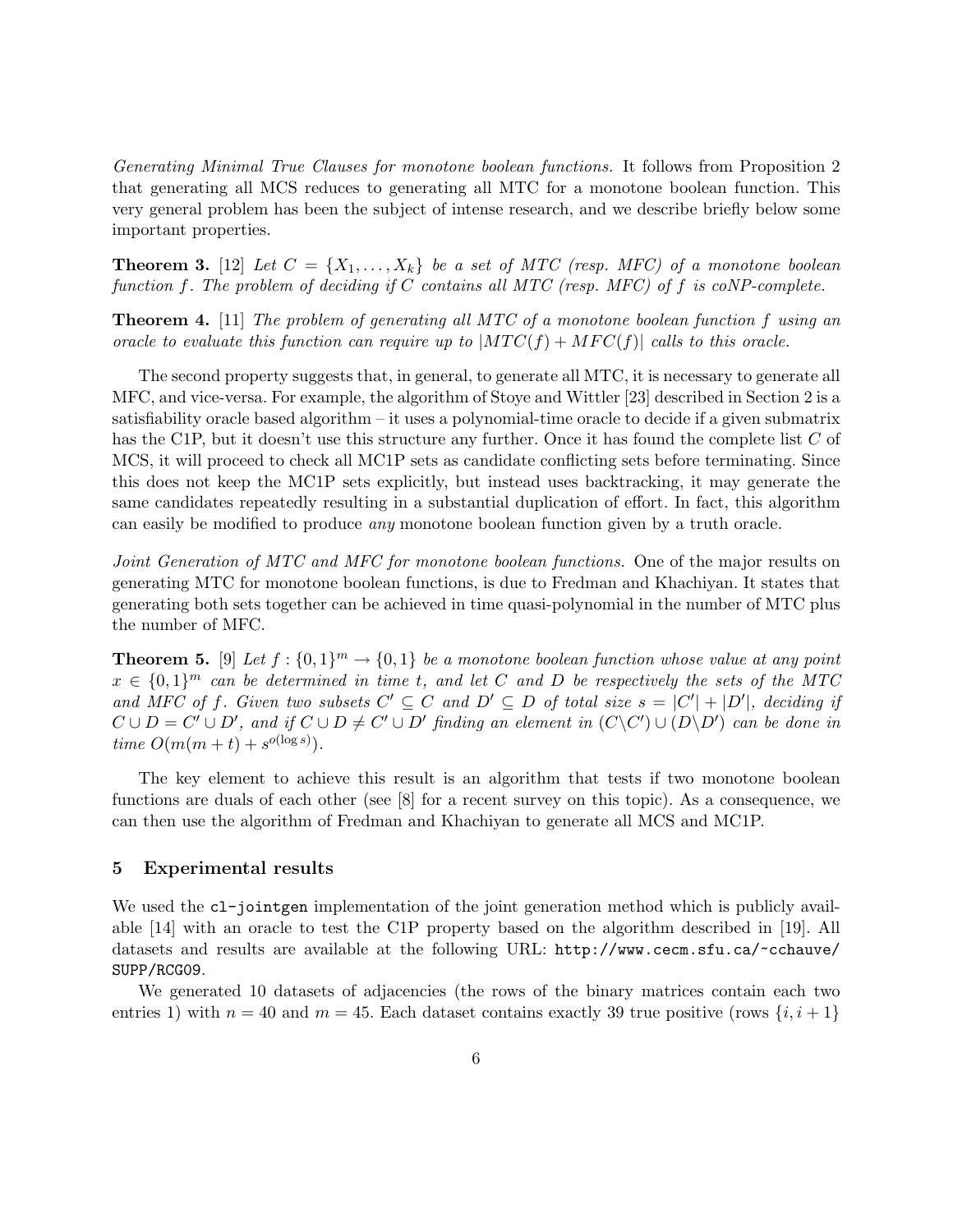*Generating Minimal True Clauses for monotone boolean functions.* It follows from Proposition 2 that generating all MCS reduces to generating all MTC for a monotone boolean function. This very general problem has been the subject of intense research, and we describe briefly below some important properties.

**Theorem 3.** [12] *Let $C = \{X_1, \ldots, X_k\}$ be a set of MTC (resp. MFC) of a monotone boolean function $f$. The problem of deciding if $C$ contains all MTC (resp. MFC) of $f$ is coNP-complete.*

**Theorem 4.** [11] *The problem of generating all MTC of a monotone boolean function $f$ using an oracle to evaluate this function can require up to $|MTC(f) + MFC(f)|$ calls to this oracle.*

The second property suggests that, in general, to generate all MTC, it is necessary to generate all MFC, and vice-versa. For example, the algorithm of Stoye and Wittler [23] described in Section 2 is a satisfiability oracle based algorithm – it uses a polynomial-time oracle to decide if a given submatrix has the C1P, but it doesn't use this structure any further. Once it has found the complete list $C$ of MCS, it will proceed to check all MC1P sets as candidate conflicting sets before terminating. Since this does not keep the MC1P sets explicitly, but instead uses backtracking, it may generate the same candidates repeatedly resulting in a substantial duplication of effort. In fact, this algorithm can easily be modified to produce *any* monotone boolean function given by a truth oracle.

*Joint Generation of MTC and MFC for monotone boolean functions.* One of the major results on generating MTC for monotone boolean functions, is due to Fredman and Khachiyan. It states that generating both sets together can be achieved in time quasi-polynomial in the number of MTC plus the number of MFC.

**Theorem 5.** [9] *Let $f : \{0,1\}^m \to \{0,1\}$ be a monotone boolean function whose value at any point $x \in \{0,1\}^m$ can be determined in time $t$, and let $C$ and $D$ be respectively the sets of the MTC and MFC of $f$. Given two subsets $C' \subseteq C$ and $D' \subseteq D$ of total size $s = |C'| + |D'|$, deciding if $C \cup D = C' \cup D'$, and if $C \cup D \neq C' \cup D'$ finding an element in $(C \backslash C') \cup (D \backslash D')$ can be done in time $O(m(m+t) + s^{o(\log s)})$.*

The key element to achieve this result is an algorithm that tests if two monotone boolean functions are duals of each other (see [8] for a recent survey on this topic). As a consequence, we can then use the algorithm of Fredman and Khachiyan to generate all MCS and MC1P.

## 5 Experimental results

We used the `cl-jointgen` implementation of the joint generation method which is publicly available [14] with an oracle to test the C1P property based on the algorithm described in [19]. All datasets and results are available at the following URL: `http://www.cecm.sfu.ca/~cchauve/SUPP/RCG09`.

We generated 10 datasets of adjacencies (the rows of the binary matrices contain each two entries 1) with $n = 40$ and $m = 45$. Each dataset contains exactly 39 true positive (rows $\{i, i+1\}$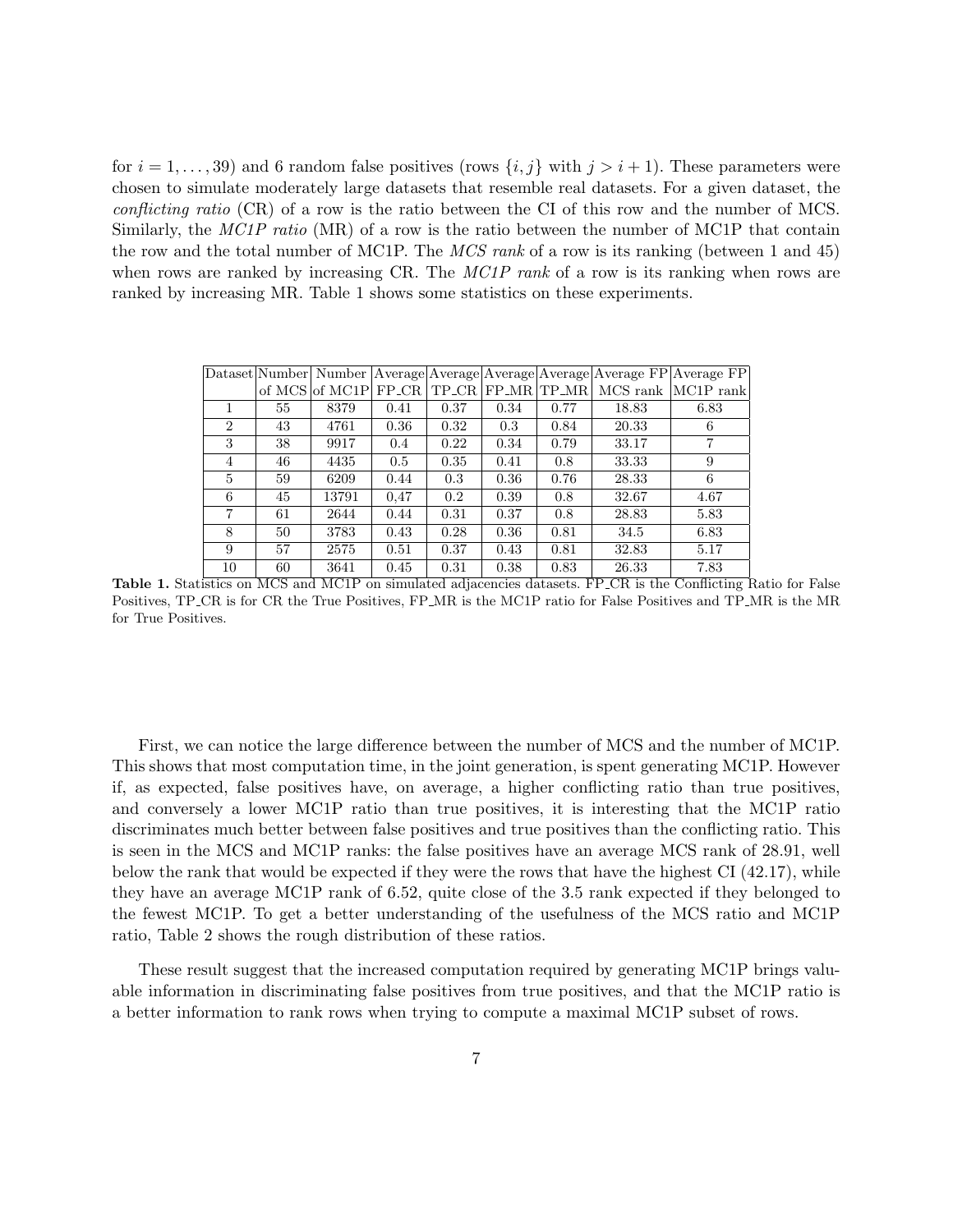for $i = 1, \ldots, 39$) and 6 random false positives (rows $\{i, j\}$ with $j > i + 1$). These parameters were chosen to simulate moderately large datasets that resemble real datasets. For a given dataset, the *conflicting ratio* (CR) of a row is the ratio between the CI of this row and the number of MCS. Similarly, the *MC1P ratio* (MR) of a row is the ratio between the number of MC1P that contain the row and the total number of MC1P. The *MCS rank* of a row is its ranking (between 1 and 45) when rows are ranked by increasing CR. The *MC1P rank* of a row is its ranking when rows are ranked by increasing MR. Table 1 shows some statistics on these experiments.

| Dataset | Number of MCS | Number of MC1P | Average FP_CR | Average TP_CR | Average FP_MR | Average TP_MR | Average FP MCS rank | Average FP MC1P rank |
|---|---|---|---|---|---|---|---|---|
| 1 | 55 | 8379 | 0.41 | 0.37 | 0.34 | 0.77 | 18.83 | 6.83 |
| 2 | 43 | 4761 | 0.36 | 0.32 | 0.3 | 0.84 | 20.33 | 6 |
| 3 | 38 | 9917 | 0.4 | 0.22 | 0.34 | 0.79 | 33.17 | 7 |
| 4 | 46 | 4435 | 0.5 | 0.35 | 0.41 | 0.8 | 33.33 | 9 |
| 5 | 59 | 6209 | 0.44 | 0.3 | 0.36 | 0.76 | 28.33 | 6 |
| 6 | 45 | 13791 | 0,47 | 0.2 | 0.39 | 0.8 | 32.67 | 4.67 |
| 7 | 61 | 2644 | 0.44 | 0.31 | 0.37 | 0.8 | 28.83 | 5.83 |
| 8 | 50 | 3783 | 0.43 | 0.28 | 0.36 | 0.81 | 34.5 | 6.83 |
| 9 | 57 | 2575 | 0.51 | 0.37 | 0.43 | 0.81 | 32.83 | 5.17 |
| 10 | 60 | 3641 | 0.45 | 0.31 | 0.38 | 0.83 | 26.33 | 7.83 |

**Table 1.** Statistics on MCS and MC1P on simulated adjacencies datasets. FP_CR is the Conflicting Ratio for False Positives, TP_CR is for CR the True Positives, FP_MR is the MC1P ratio for False Positives and TP_MR is the MR for True Positives.

First, we can notice the large difference between the number of MCS and the number of MC1P. This shows that most computation time, in the joint generation, is spent generating MC1P. However if, as expected, false positives have, on average, a higher conflicting ratio than true positives, and conversely a lower MC1P ratio than true positives, it is interesting that the MC1P ratio discriminates much better between false positives and true positives than the conflicting ratio. This is seen in the MCS and MC1P ranks: the false positives have an average MCS rank of 28.91, well below the rank that would be expected if they were the rows that have the highest CI (42.17), while they have an average MC1P rank of 6.52, quite close of the 3.5 rank expected if they belonged to the fewest MC1P. To get a better understanding of the usefulness of the MCS ratio and MC1P ratio, Table 2 shows the rough distribution of these ratios.

These result suggest that the increased computation required by generating MC1P brings valuable information in discriminating false positives from true positives, and that the MC1P ratio is a better information to rank rows when trying to compute a maximal MC1P subset of rows.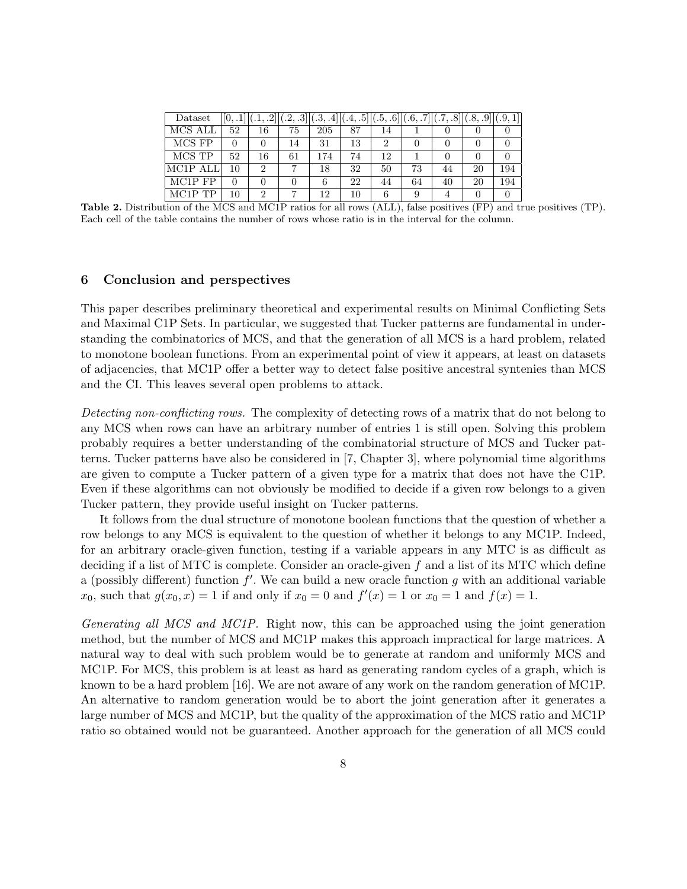| Dataset | [0, .1] | (.1, .2] | (.2, .3] | (.3, .4] | (.4, .5] | (.5, .6] | (.6, .7] | (.7, .8] | (.8, .9] | (.9, 1] |
|---|---|---|---|---|---|---|---|---|---|---|
| MCS ALL | 52 | 16 | 75 | 205 | 87 | 14 | 1 | 0 | 0 | 0 |
| MCS FP | 0 | 0 | 14 | 31 | 13 | 2 | 0 | 0 | 0 | 0 |
| MCS TP | 52 | 16 | 61 | 174 | 74 | 12 | 1 | 0 | 0 | 0 |
| MC1P ALL | 10 | 2 | 7 | 18 | 32 | 50 | 73 | 44 | 20 | 194 |
| MC1P FP | 0 | 0 | 0 | 6 | 22 | 44 | 64 | 40 | 20 | 194 |
| MC1P TP | 10 | 2 | 7 | 12 | 10 | 6 | 9 | 4 | 0 | 0 |

**Table 2.** Distribution of the MCS and MC1P ratios for all rows (ALL), false positives (FP) and true positives (TP). Each cell of the table contains the number of rows whose ratio is in the interval for the column.

## 6 Conclusion and perspectives

This paper describes preliminary theoretical and experimental results on Minimal Conflicting Sets and Maximal C1P Sets. In particular, we suggested that Tucker patterns are fundamental in understanding the combinatorics of MCS, and that the generation of all MCS is a hard problem, related to monotone boolean functions. From an experimental point of view it appears, at least on datasets of adjacencies, that MC1P offer a better way to detect false positive ancestral syntenies than MCS and the CI. This leaves several open problems to attack.

*Detecting non-conflicting rows.* The complexity of detecting rows of a matrix that do not belong to any MCS when rows can have an arbitrary number of entries 1 is still open. Solving this problem probably requires a better understanding of the combinatorial structure of MCS and Tucker patterns. Tucker patterns have also be considered in [7, Chapter 3], where polynomial time algorithms are given to compute a Tucker pattern of a given type for a matrix that does not have the C1P. Even if these algorithms can not obviously be modified to decide if a given row belongs to a given Tucker pattern, they provide useful insight on Tucker patterns.

It follows from the dual structure of monotone boolean functions that the question of whether a row belongs to any MCS is equivalent to the question of whether it belongs to any MC1P. Indeed, for an arbitrary oracle-given function, testing if a variable appears in any MTC is as difficult as deciding if a list of MTC is complete. Consider an oracle-given $f$ and a list of its MTC which define a (possibly different) function $f'$. We can build a new oracle function $g$ with an additional variable $x_0$, such that $g(x_0, x) = 1$ if and only if $x_0 = 0$ and $f'(x) = 1$ or $x_0 = 1$ and $f(x) = 1$.

*Generating all MCS and MC1P.* Right now, this can be approached using the joint generation method, but the number of MCS and MC1P makes this approach impractical for large matrices. A natural way to deal with such problem would be to generate at random and uniformly MCS and MC1P. For MCS, this problem is at least as hard as generating random cycles of a graph, which is known to be a hard problem [16]. We are not aware of any work on the random generation of MC1P. An alternative to random generation would be to abort the joint generation after it generates a large number of MCS and MC1P, but the quality of the approximation of the MCS ratio and MC1P ratio so obtained would not be guaranteed. Another approach for the generation of all MCS could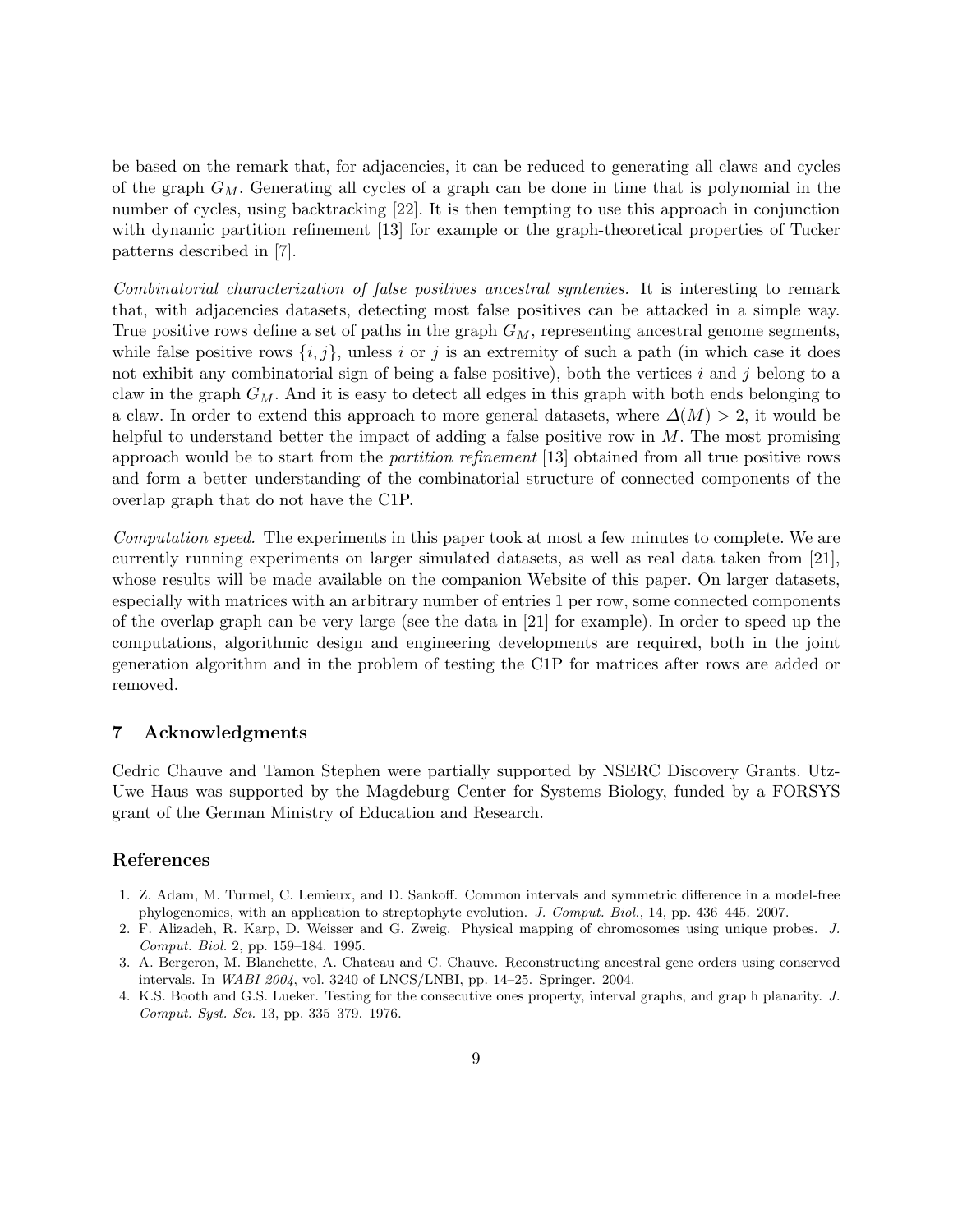be based on the remark that, for adjacencies, it can be reduced to generating all claws and cycles of the graph $G_M$. Generating all cycles of a graph can be done in time that is polynomial in the number of cycles, using backtracking [22]. It is then tempting to use this approach in conjunction with dynamic partition refinement [13] for example or the graph-theoretical properties of Tucker patterns described in [7].

*Combinatorial characterization of false positives ancestral syntenies.* It is interesting to remark that, with adjacencies datasets, detecting most false positives can be attacked in a simple way. True positive rows define a set of paths in the graph $G_M$, representing ancestral genome segments, while false positive rows $\{i, j\}$, unless $i$ or $j$ is an extremity of such a path (in which case it does not exhibit any combinatorial sign of being a false positive), both the vertices $i$ and $j$ belong to a claw in the graph $G_M$. And it is easy to detect all edges in this graph with both ends belonging to a claw. In order to extend this approach to more general datasets, where $\Delta(M) > 2$, it would be helpful to understand better the impact of adding a false positive row in $M$. The most promising approach would be to start from the *partition refinement* [13] obtained from all true positive rows and form a better understanding of the combinatorial structure of connected components of the overlap graph that do not have the C1P.

*Computation speed.* The experiments in this paper took at most a few minutes to complete. We are currently running experiments on larger simulated datasets, as well as real data taken from [21], whose results will be made available on the companion Website of this paper. On larger datasets, especially with matrices with an arbitrary number of entries 1 per row, some connected components of the overlap graph can be very large (see the data in [21] for example). In order to speed up the computations, algorithmic design and engineering developments are required, both in the joint generation algorithm and in the problem of testing the C1P for matrices after rows are added or removed.

## 7 Acknowledgments

Cedric Chauve and Tamon Stephen were partially supported by NSERC Discovery Grants. Utz-Uwe Haus was supported by the Magdeburg Center for Systems Biology, funded by a FORSYS grant of the German Ministry of Education and Research.

## References

1. Z. Adam, M. Turmel, C. Lemieux, and D. Sankoff. Common intervals and symmetric difference in a model-free phylogenomics, with an application to streptophyte evolution. *J. Comput. Biol.*, 14, pp. 436–445. 2007.
2. F. Alizadeh, R. Karp, D. Weisser and G. Zweig. Physical mapping of chromosomes using unique probes. *J. Comput. Biol.* 2, pp. 159–184. 1995.
3. A. Bergeron, M. Blanchette, A. Chateau and C. Chauve. Reconstructing ancestral gene orders using conserved intervals. In *WABI 2004*, vol. 3240 of LNCS/LNBI, pp. 14–25. Springer. 2004.
4. K.S. Booth and G.S. Lueker. Testing for the consecutive ones property, interval graphs, and grap h planarity. *J. Comput. Syst. Sci.* 13, pp. 335–379. 1976.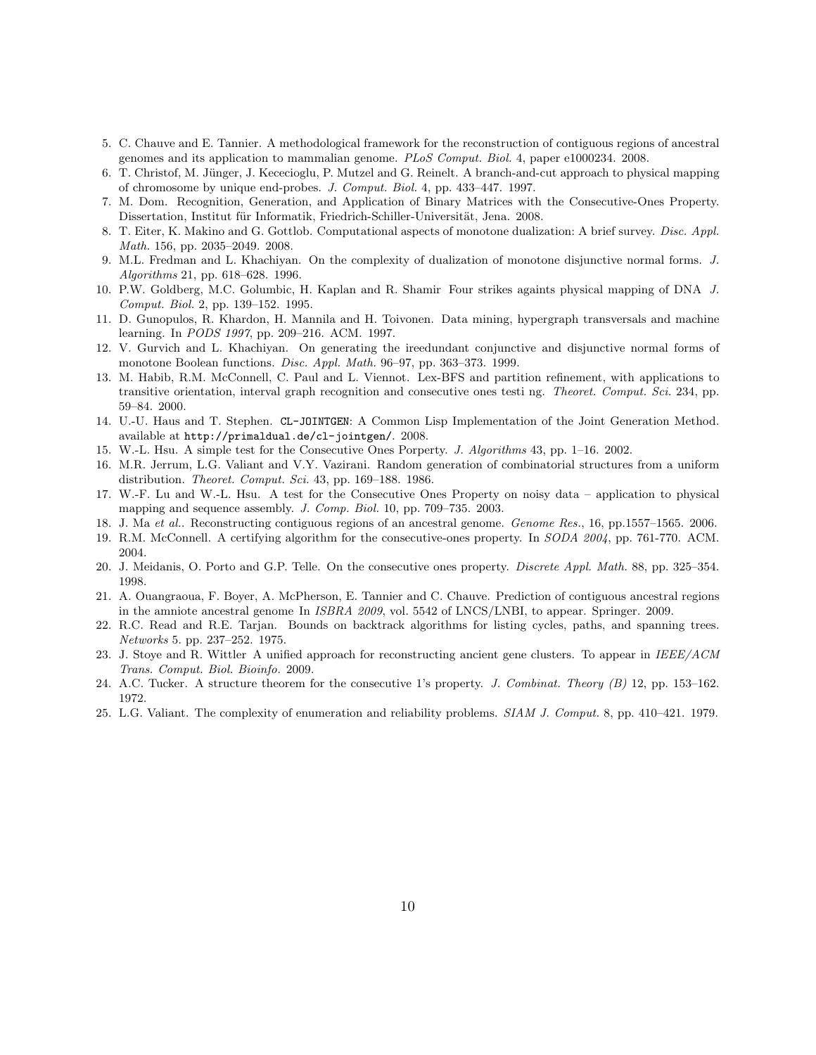5. C. Chauve and E. Tannier. A methodological framework for the reconstruction of contiguous regions of ancestral genomes and its application to mammalian genome. *PLoS Comput. Biol.* 4, paper e1000234. 2008.
6. T. Christof, M. Jünger, J. Kececioglu, P. Mutzel and G. Reinelt. A branch-and-cut approach to physical mapping of chromosome by unique end-probes. *J. Comput. Biol.* 4, pp. 433–447. 1997.
7. M. Dom. Recognition, Generation, and Application of Binary Matrices with the Consecutive-Ones Property. Dissertation, Institut für Informatik, Friedrich-Schiller-Universität, Jena. 2008.
8. T. Eiter, K. Makino and G. Gottlob. Computational aspects of monotone dualization: A brief survey. *Disc. Appl. Math.* 156, pp. 2035–2049. 2008.
9. M.L. Fredman and L. Khachiyan. On the complexity of dualization of monotone disjunctive normal forms. *J. Algorithms* 21, pp. 618–628. 1996.
10. P.W. Goldberg, M.C. Golumbic, H. Kaplan and R. Shamir Four strikes againts physical mapping of DNA *J. Comput. Biol.* 2, pp. 139–152. 1995.
11. D. Gunopulos, R. Khardon, H. Mannila and H. Toivonen. Data mining, hypergraph transversals and machine learning. In *PODS 1997*, pp. 209–216. ACM. 1997.
12. V. Gurvich and L. Khachiyan. On generating the ireedundant conjunctive and disjunctive normal forms of monotone Boolean functions. *Disc. Appl. Math.* 96–97, pp. 363–373. 1999.
13. M. Habib, R.M. McConnell, C. Paul and L. Viennot. Lex-BFS and partition refinement, with applications to transitive orientation, interval graph recognition and consecutive ones testi ng. *Theoret. Comput. Sci.* 234, pp. 59–84. 2000.
14. U.-U. Haus and T. Stephen. `CL-JOINTGEN`: A Common Lisp Implementation of the Joint Generation Method. available at `http://primaldual.de/cl-jointgen/`. 2008.
15. W.-L. Hsu. A simple test for the Consecutive Ones Porperty. *J. Algorithms* 43, pp. 1–16. 2002.
16. M.R. Jerrum, L.G. Valiant and V.Y. Vazirani. Random generation of combinatorial structures from a uniform distribution. *Theoret. Comput. Sci.* 43, pp. 169–188. 1986.
17. W.-F. Lu and W.-L. Hsu. A test for the Consecutive Ones Property on noisy data – application to physical mapping and sequence assembly. *J. Comp. Biol.* 10, pp. 709–735. 2003.
18. J. Ma *et al.*. Reconstructing contiguous regions of an ancestral genome. *Genome Res.*, 16, pp.1557–1565. 2006.
19. R.M. McConnell. A certifying algorithm for the consecutive-ones property. In *SODA 2004*, pp. 761-770. ACM. 2004.
20. J. Meidanis, O. Porto and G.P. Telle. On the consecutive ones property. *Discrete Appl. Math.* 88, pp. 325–354. 1998.
21. A. Ouangraoua, F. Boyer, A. McPherson, E. Tannier and C. Chauve. Prediction of contiguous ancestral regions in the amniote ancestral genome In *ISBRA 2009*, vol. 5542 of LNCS/LNBI, to appear. Springer. 2009.
22. R.C. Read and R.E. Tarjan. Bounds on backtrack algorithms for listing cycles, paths, and spanning trees. *Networks* 5. pp. 237–252. 1975.
23. J. Stoye and R. Wittler A unified approach for reconstructing ancient gene clusters. To appear in *IEEE/ACM Trans. Comput. Biol. Bioinfo.* 2009.
24. A.C. Tucker. A structure theorem for the consecutive 1's property. *J. Combinat. Theory (B)* 12, pp. 153–162. 1972.
25. L.G. Valiant. The complexity of enumeration and reliability problems. *SIAM J. Comput.* 8, pp. 410–421. 1979.